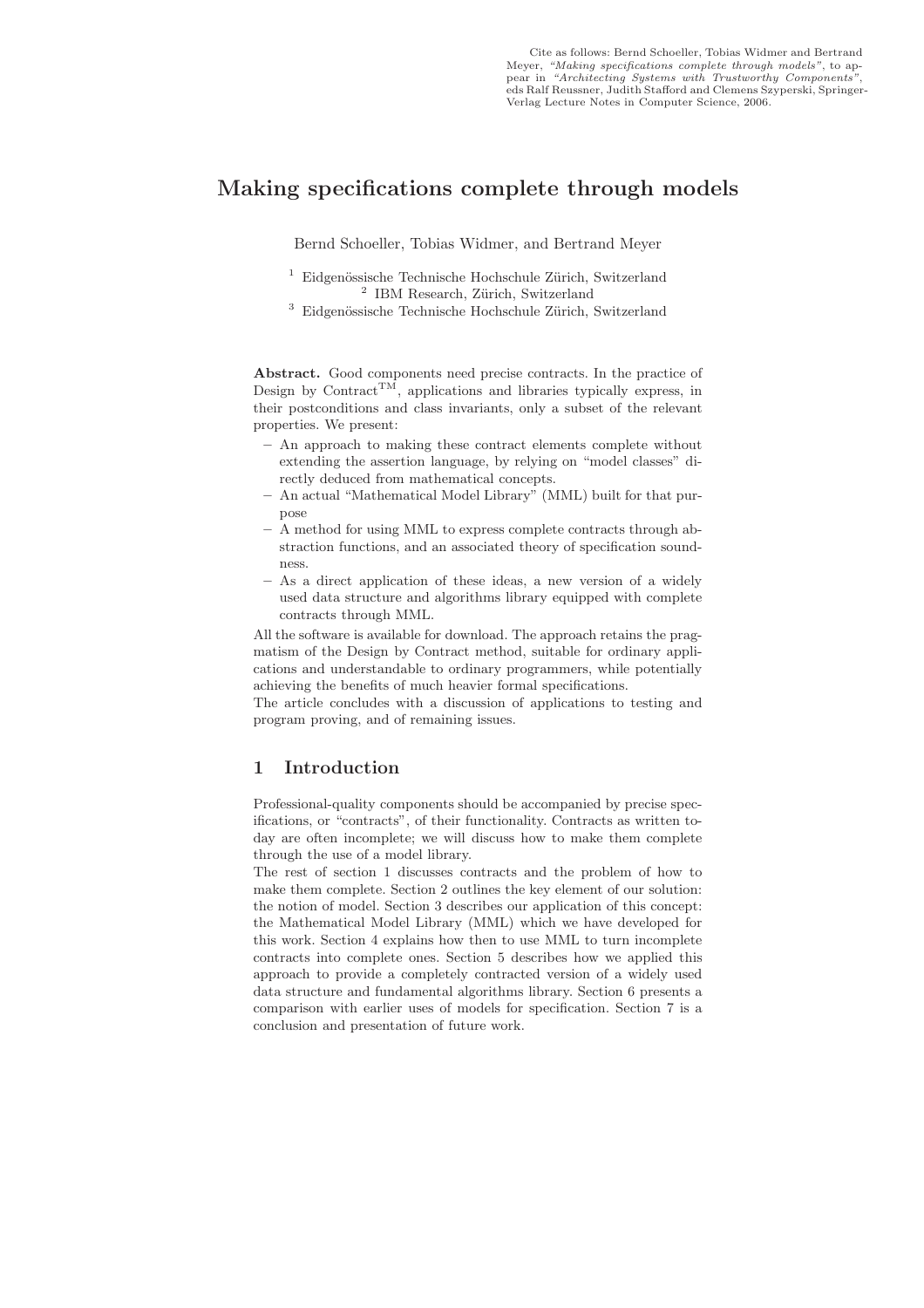Cite as follows: Bernd Schoeller, Tobias Widmer and Bertrand Meyer, *"Making specifications complete through models"*, to appear in *"Architecting Systems with Trustworthy Components"*, eds Ralf Reussner, Judith Stafford and Clemens Szyperski, Springer-Verlag Lecture Notes in Computer Science, 2006.

# Making specifications complete through models

Bernd Schoeller, Tobias Widmer, and Bertrand Meyer

[1] Eidgenössische Technische Hochschule Zürich, Switzerland
[2] IBM Research, Zürich, Switzerland
[3] Eidgenössische Technische Hochschule Zürich, Switzerland

**Abstract.** Good components need precise contracts. In the practice of Design by Contract™, applications and libraries typically express, in their postconditions and class invariants, only a subset of the relevant properties. We present:

- An approach to making these contract elements complete without extending the assertion language, by relying on "model classes" directly deduced from mathematical concepts.
- An actual "Mathematical Model Library" (MML) built for that purpose
- A method for using MML to express complete contracts through abstraction functions, and an associated theory of specification soundness.
- As a direct application of these ideas, a new version of a widely used data structure and algorithms library equipped with complete contracts through MML.

All the software is available for download. The approach retains the pragmatism of the Design by Contract method, suitable for ordinary applications and understandable to ordinary programmers, while potentially achieving the benefits of much heavier formal specifications.
The article concludes with a discussion of applications to testing and program proving, and of remaining issues.

## 1 Introduction

Professional-quality components should be accompanied by precise specifications, or "contracts", of their functionality. Contracts as written today are often incomplete; we will discuss how to make them complete through the use of a model library.
The rest of section 1 discusses contracts and the problem of how to make them complete. Section 2 outlines the key element of our solution: the notion of model. Section 3 describes our application of this concept: the Mathematical Model Library (MML) which we have developed for this work. Section 4 explains how then to use MML to turn incomplete contracts into complete ones. Section 5 describes how we applied this approach to provide a completely contracted version of a widely used data structure and fundamental algorithms library. Section 6 presents a comparison with earlier uses of models for specification. Section 7 is a conclusion and presentation of future work.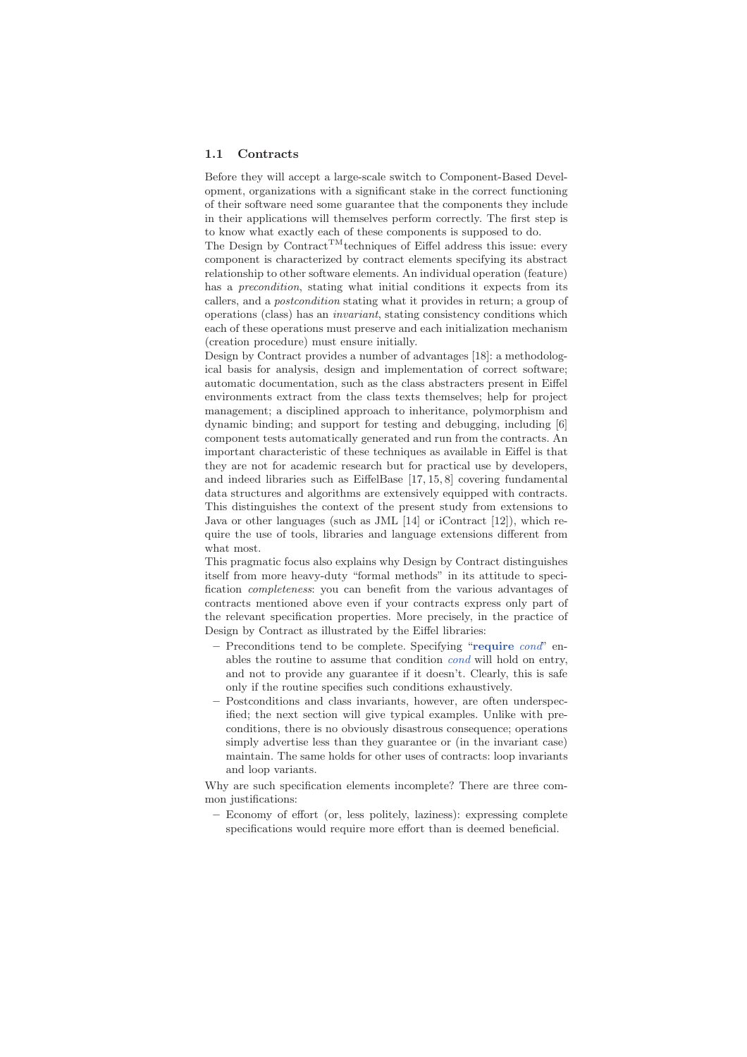### 1.1 Contracts

Before they will accept a large-scale switch to Component-Based Development, organizations with a significant stake in the correct functioning of their software need some guarantee that the components they include in their applications will themselves perform correctly. The first step is to know what exactly each of these components is supposed to do.

The Design by Contract™ techniques of Eiffel address this issue: every component is characterized by contract elements specifying its abstract relationship to other software elements. An individual operation (feature) has a *precondition*, stating what initial conditions it expects from its callers, and a *postcondition* stating what it provides in return; a group of operations (class) has an *invariant*, stating consistency conditions which each of these operations must preserve and each initialization mechanism (creation procedure) must ensure initially.

Design by Contract provides a number of advantages [18]: a methodological basis for analysis, design and implementation of correct software; automatic documentation, such as the class abstracters present in Eiffel environments extract from the class texts themselves; help for project management; a disciplined approach to inheritance, polymorphism and dynamic binding; and support for testing and debugging, including [6] component tests automatically generated and run from the contracts. An important characteristic of these techniques as available in Eiffel is that they are not for academic research but for practical use by developers, and indeed libraries such as EiffelBase [17, 15, 8] covering fundamental data structures and algorithms are extensively equipped with contracts. This distinguishes the context of the present study from extensions to Java or other languages (such as JML [14] or iContract [12]), which require the use of tools, libraries and language extensions different from what most.

This pragmatic focus also explains why Design by Contract distinguishes itself from more heavy-duty "formal methods" in its attitude to specification *completeness*: you can benefit from the various advantages of contracts mentioned above even if your contracts express only part of the relevant specification properties. More precisely, in the practice of Design by Contract as illustrated by the Eiffel libraries:

- Preconditions tend to be complete. Specifying "**require** *cond*" enables the routine to assume that condition *cond* will hold on entry, and not to provide any guarantee if it doesn't. Clearly, this is safe only if the routine specifies such conditions exhaustively.
- Postconditions and class invariants, however, are often underspecified; the next section will give typical examples. Unlike with preconditions, there is no obviously disastrous consequence; operations simply advertise less than they guarantee or (in the invariant case) maintain. The same holds for other uses of contracts: loop invariants and loop variants.

Why are such specification elements incomplete? There are three common justifications:

- Economy of effort (or, less politely, laziness): expressing complete specifications would require more effort than is deemed beneficial.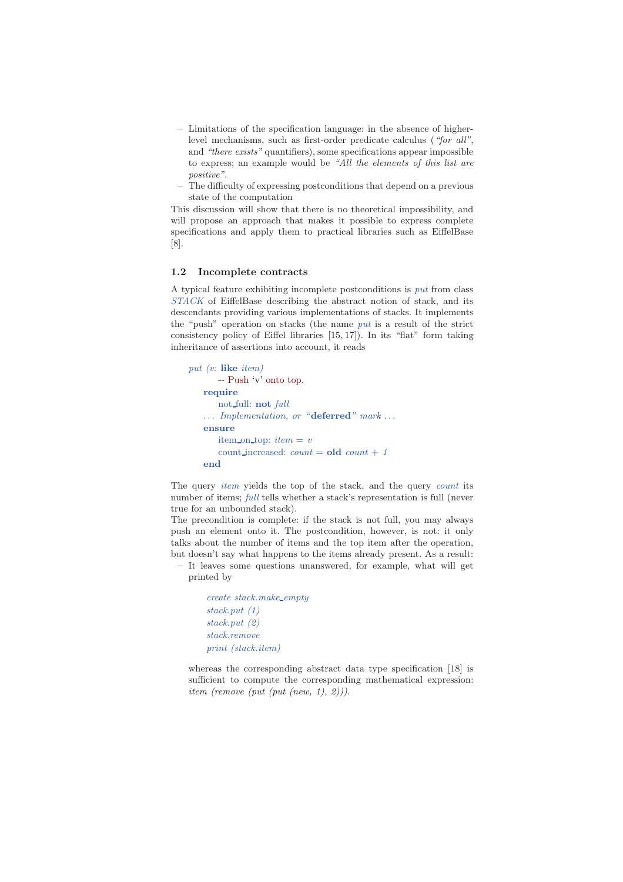- Limitations of the specification language: in the absence of higher-level mechanisms, such as first-order predicate calculus (*"for all"*, and *"there exists"* quantifiers), some specifications appear impossible to express; an example would be *"All the elements of this list are positive"*.
- The difficulty of expressing postconditions that depend on a previous state of the computation

This discussion will show that there is no theoretical impossibility, and will propose an approach that makes it possible to express complete specifications and apply them to practical libraries such as EiffelBase [8].

### 1.2 Incomplete contracts

A typical feature exhibiting incomplete postconditions is *put* from class *STACK* of EiffelBase describing the abstract notion of stack, and its descendants providing various implementations of stacks. It implements the "push" operation on stacks (the name *put* is a result of the strict consistency policy of Eiffel libraries [15, 17]). In its "flat" form taking inheritance of assertions into account, it reads

```
put (v: like item)
        -- Push 'v' onto top.
    require
        not_full: not full
    ... Implementation, or "deferred" mark ...
    ensure
        item_on_top: item = v
        count_increased: count = old count + 1
    end
```

The query *item* yields the top of the stack, and the query *count* its number of items; *full* tells whether a stack's representation is full (never true for an unbounded stack).

The precondition is complete: if the stack is not full, you may always push an element onto it. The postcondition, however, is not: it only talks about the number of items and the top item after the operation, but doesn't say what happens to the items already present. As a result:

- It leaves some questions unanswered, for example, what will get printed by

  ```
  create stack.make_empty
  stack.put (1)
  stack.put (2)
  stack.remove
  print (stack.item)
  ```

  whereas the corresponding abstract data type specification [18] is sufficient to compute the corresponding mathematical expression: *item (remove (put (put (new, 1), 2)))*.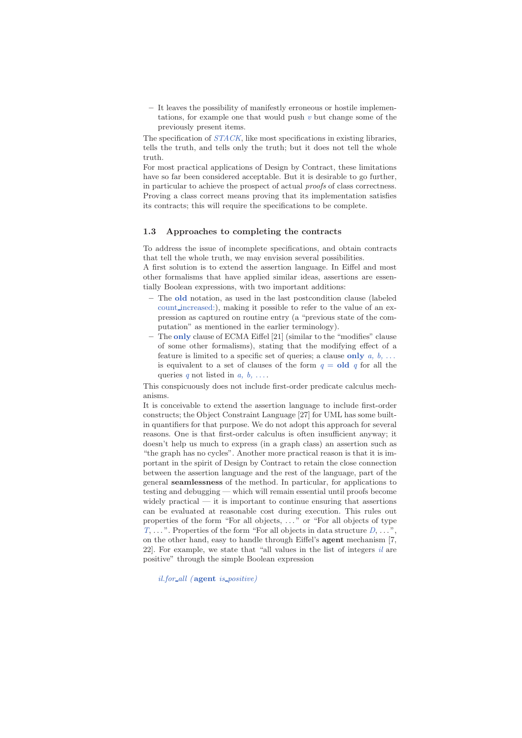- It leaves the possibility of manifestly erroneous or hostile implementations, for example one that would push *v* but change some of the previously present items.

The specification of *STACK*, like most specifications in existing libraries, tells the truth, and tells only the truth; but it does not tell the whole truth.

For most practical applications of Design by Contract, these limitations have so far been considered acceptable. But it is desirable to go further, in particular to achieve the prospect of actual *proofs* of class correctness. Proving a class correct means proving that its implementation satisfies its contracts; this will require the specifications to be complete.

### 1.3 Approaches to completing the contracts

To address the issue of incomplete specifications, and obtain contracts that tell the whole truth, we may envision several possibilities.

A first solution is to extend the assertion language. In Eiffel and most other formalisms that have applied similar ideas, assertions are essentially Boolean expressions, with two important additions:

- The **old** notation, as used in the last postcondition clause (labeled count_increased:), making it possible to refer to the value of an expression as captured on routine entry (a "previous state of the computation" as mentioned in the earlier terminology).
- The **only** clause of ECMA Eiffel [21] (similar to the "modifies" clause of some other formalisms), stating that the modifying effect of a feature is limited to a specific set of queries; a clause **only** *a, b, ...* is equivalent to a set of clauses of the form *q* = **old** *q* for all the queries *q* not listed in *a, b, ...*.

This conspicuously does not include first-order predicate calculus mechanisms.

It is conceivable to extend the assertion language to include first-order constructs; the Object Constraint Language [27] for UML has some built-in quantifiers for that purpose. We do not adopt this approach for several reasons. One is that first-order calculus is often insufficient anyway; it doesn't help us much to express (in a graph class) an assertion such as "the graph has no cycles". Another more practical reason is that it is important in the spirit of Design by Contract to retain the close connection between the assertion language and the rest of the language, part of the general **seamlessness** of the method. In particular, for applications to testing and debugging — which will remain essential until proofs become widely practical — it is important to continue ensuring that assertions can be evaluated at reasonable cost during execution. This rules out properties of the form "For all objects, ..." or "For all objects of type *T*, ...". Properties of the form "For all objects in data structure *D*, ...", on the other hand, easy to handle through Eiffel's **agent** mechanism [7, 22]. For example, we state that "all values in the list of integers *il* are positive" through the simple Boolean expression

```
il.for_all (agent is_positive)
```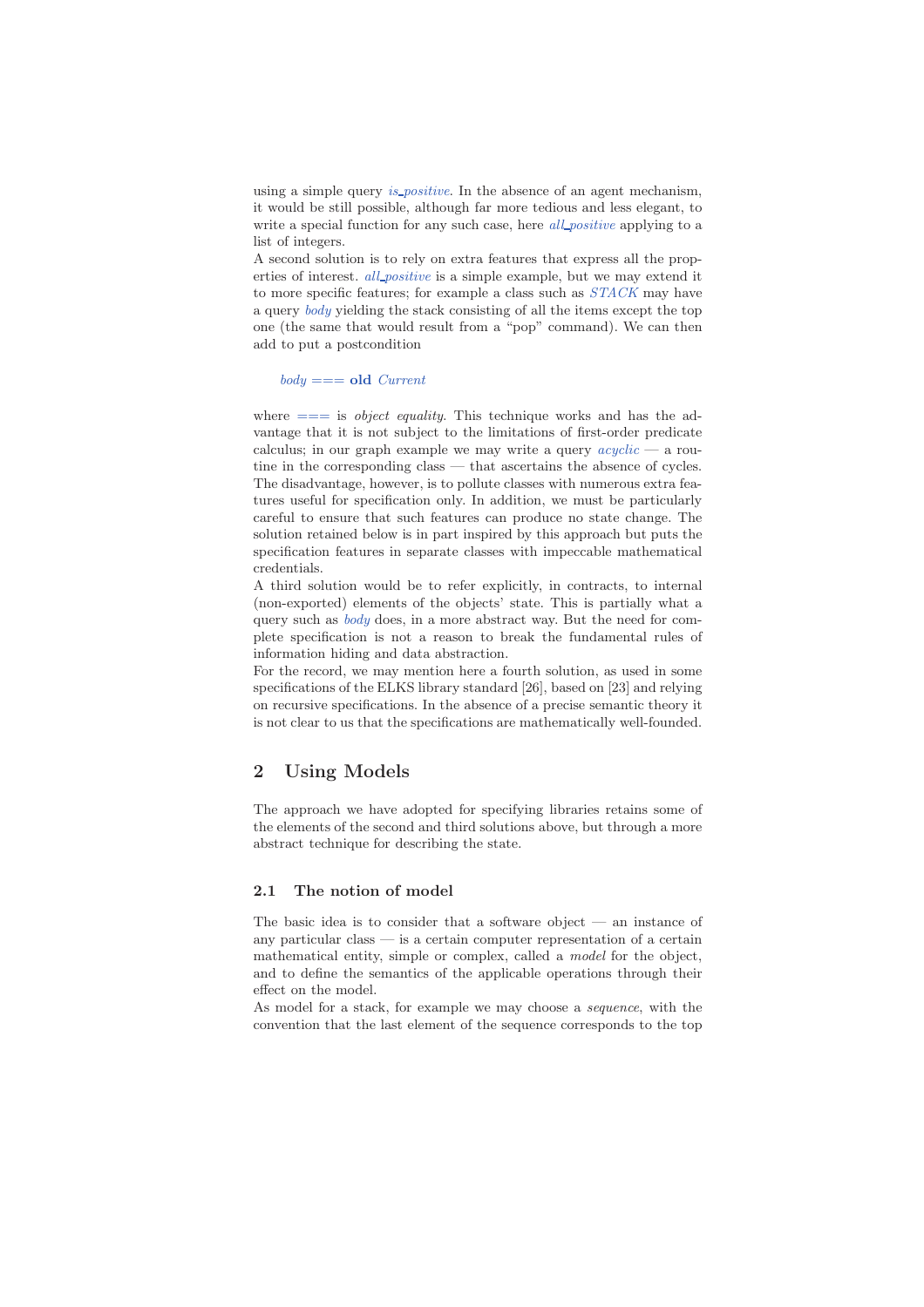using a simple query *is_positive*. In the absence of an agent mechanism, it would be still possible, although far more tedious and less elegant, to write a special function for any such case, here *all_positive* applying to a list of integers.

A second solution is to rely on extra features that express all the properties of interest. *all_positive* is a simple example, but we may extend it to more specific features; for example a class such as *STACK* may have a query *body* yielding the stack consisting of all the items except the top one (the same that would result from a "pop" command). We can then add to put a postcondition

```
body === old Current
```

where === is *object equality*. This technique works and has the advantage that it is not subject to the limitations of first-order predicate calculus; in our graph example we may write a query *acyclic* — a routine in the corresponding class — that ascertains the absence of cycles. The disadvantage, however, is to pollute classes with numerous extra features useful for specification only. In addition, we must be particularly careful to ensure that such features can produce no state change. The solution retained below is in part inspired by this approach but puts the specification features in separate classes with impeccable mathematical credentials.

A third solution would be to refer explicitly, in contracts, to internal (non-exported) elements of the objects' state. This is partially what a query such as *body* does, in a more abstract way. But the need for complete specification is not a reason to break the fundamental rules of information hiding and data abstraction.

For the record, we may mention here a fourth solution, as used in some specifications of the ELKS library standard [26], based on [23] and relying on recursive specifications. In the absence of a precise semantic theory it is not clear to us that the specifications are mathematically well-founded.

## 2 Using Models

The approach we have adopted for specifying libraries retains some of the elements of the second and third solutions above, but through a more abstract technique for describing the state.

### 2.1 The notion of model

The basic idea is to consider that a software object — an instance of any particular class — is a certain computer representation of a certain mathematical entity, simple or complex, called a *model* for the object, and to define the semantics of the applicable operations through their effect on the model.

As model for a stack, for example we may choose a *sequence*, with the convention that the last element of the sequence corresponds to the top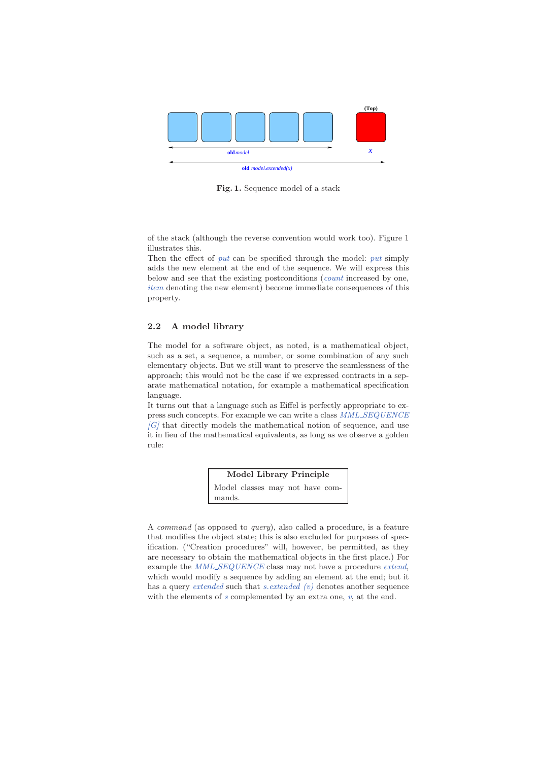**Fig. 1.** Sequence model of a stack

of the stack (although the reverse convention would work too). Figure 1 illustrates this.

Then the effect of *put* can be specified through the model: *put* simply adds the new element at the end of the sequence. We will express this below and see that the existing postconditions (*count* increased by one, *item* denoting the new element) become immediate consequences of this property.

### 2.2 A model library

The model for a software object, as noted, is a mathematical object, such as a set, a sequence, a number, or some combination of any such elementary objects. But we still want to preserve the seamlessness of the approach; this would not be the case if we expressed contracts in a separate mathematical notation, for example a mathematical specification language.

It turns out that a language such as Eiffel is perfectly appropriate to express such concepts. For example we can write a class *MML_SEQUENCE [G]* that directly models the mathematical notion of sequence, and use it in lieu of the mathematical equivalents, as long as we observe a golden rule:

> **Model Library Principle**
>
> Model classes may not have commands.

A *command* (as opposed to *query*), also called a procedure, is a feature that modifies the object state; this is also excluded for purposes of specification. ("Creation procedures" will, however, be permitted, as they are necessary to obtain the mathematical objects in the first place.) For example the *MML_SEQUENCE* class may not have a procedure *extend*, which would modify a sequence by adding an element at the end; but it has a query *extended* such that *s.extended (v)* denotes another sequence with the elements of *s* complemented by an extra one, *v*, at the end.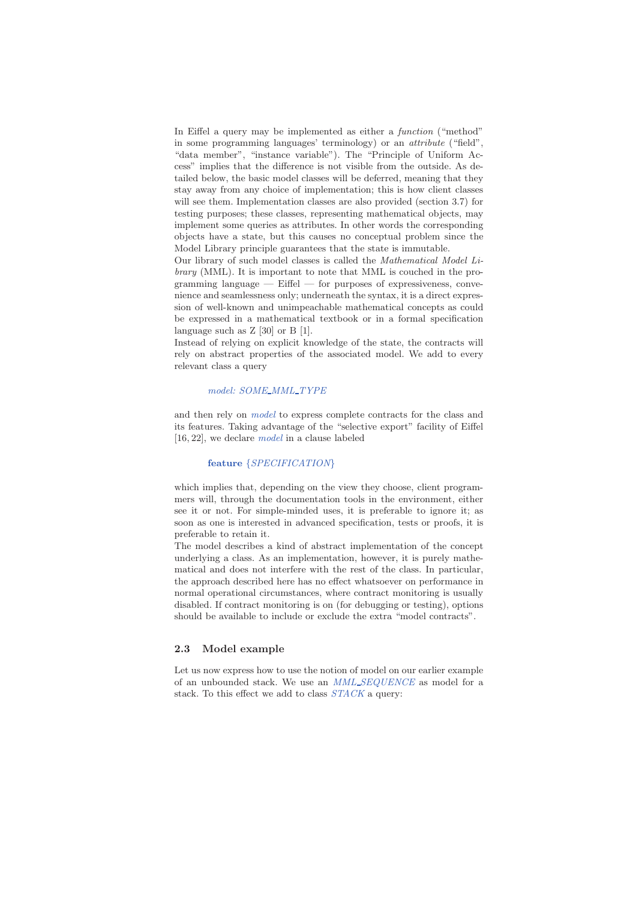In Eiffel a query may be implemented as either a *function* ("method" in some programming languages' terminology) or an *attribute* ("field", "data member", "instance variable"). The "Principle of Uniform Access" implies that the difference is not visible from the outside. As detailed below, the basic model classes will be deferred, meaning that they stay away from any choice of implementation; this is how client classes will see them. Implementation classes are also provided (section 3.7) for testing purposes; these classes, representing mathematical objects, may implement some queries as attributes. In other words the corresponding objects have a state, but this causes no conceptual problem since the Model Library principle guarantees that the state is immutable.

Our library of such model classes is called the *Mathematical Model Library* (MML). It is important to note that MML is couched in the programming language — Eiffel — for purposes of expressiveness, convenience and seamlessness only; underneath the syntax, it is a direct expression of well-known and unimpeachable mathematical concepts as could be expressed in a mathematical textbook or in a formal specification language such as Z [30] or B [1].

Instead of relying on explicit knowledge of the state, the contracts will rely on abstract properties of the associated model. We add to every relevant class a query

```
model: SOME_MML_TYPE
```

and then rely on *model* to express complete contracts for the class and its features. Taking advantage of the "selective export" facility of Eiffel [16, 22], we declare *model* in a clause labeled

```
feature {SPECIFICATION}
```

which implies that, depending on the view they choose, client programmers will, through the documentation tools in the environment, either see it or not. For simple-minded uses, it is preferable to ignore it; as soon as one is interested in advanced specification, tests or proofs, it is preferable to retain it.

The model describes a kind of abstract implementation of the concept underlying a class. As an implementation, however, it is purely mathematical and does not interfere with the rest of the class. In particular, the approach described here has no effect whatsoever on performance in normal operational circumstances, where contract monitoring is usually disabled. If contract monitoring is on (for debugging or testing), options should be available to include or exclude the extra "model contracts".

### 2.3 Model example

Let us now express how to use the notion of model on our earlier example of an unbounded stack. We use an *MML_SEQUENCE* as model for a stack. To this effect we add to class *STACK* a query: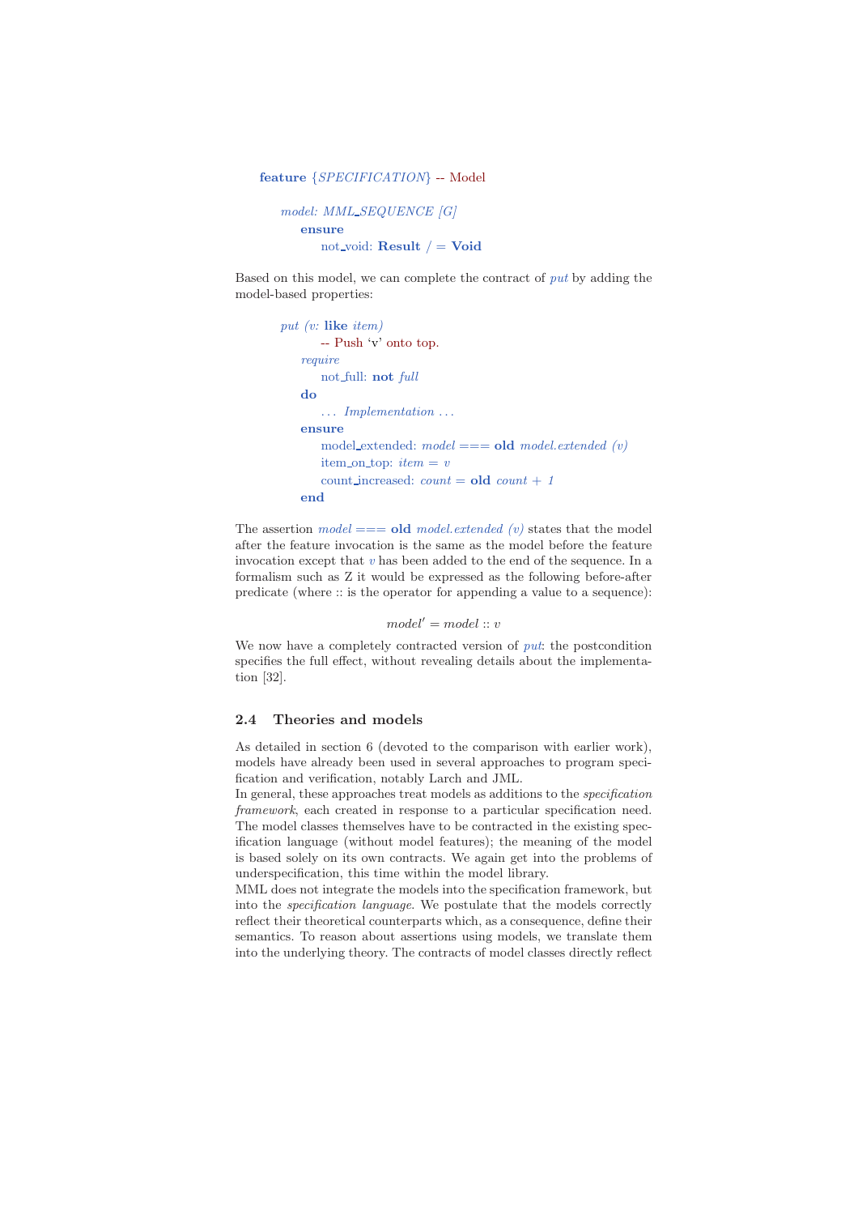```
feature {SPECIFICATION} -- Model

    model: MML_SEQUENCE [G]
        ensure
            not_void: Result /= Void
```

Based on this model, we can complete the contract of *put* by adding the model-based properties:

```
    put (v: like item)
            -- Push 'v' onto top.
        require
            not_full: not full
        do
            ... Implementation ...
        ensure
            model_extended: model === old model.extended (v)
            item_on_top: item = v
            count_increased: count = old count + 1
        end
```

The assertion *model* === **old** *model.extended (v)* states that the model after the feature invocation is the same as the model before the feature invocation except that *v* has been added to the end of the sequence. In a formalism such as Z it would be expressed as the following before-after predicate (where :: is the operator for appending a value to a sequence):

$$model' = model :: v$$

We now have a completely contracted version of *put*: the postcondition specifies the full effect, without revealing details about the implementation [32].

### 2.4 Theories and models

As detailed in section 6 (devoted to the comparison with earlier work), models have already been used in several approaches to program specification and verification, notably Larch and JML.

In general, these approaches treat models as additions to the *specification framework*, each created in response to a particular specification need. The model classes themselves have to be contracted in the existing specification language (without model features); the meaning of the model is based solely on its own contracts. We again get into the problems of underspecification, this time within the model library.

MML does not integrate the models into the specification framework, but into the *specification language*. We postulate that the models correctly reflect their theoretical counterparts which, as a consequence, define their semantics. To reason about assertions using models, we translate them into the underlying theory. The contracts of model classes directly reflect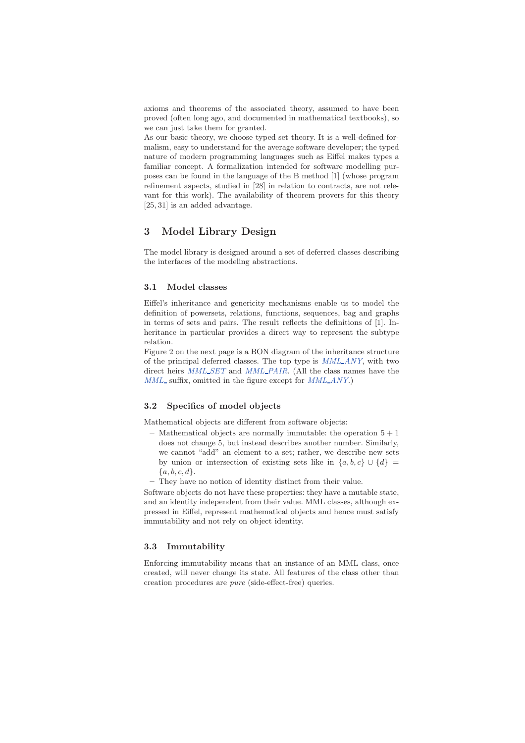axioms and theorems of the associated theory, assumed to have been proved (often long ago, and documented in mathematical textbooks), so we can just take them for granted.
As our basic theory, we choose typed set theory. It is a well-defined formalism, easy to understand for the average software developer; the typed nature of modern programming languages such as Eiffel makes types a familiar concept. A formalization intended for software modelling purposes can be found in the language of the B method [1] (whose program refinement aspects, studied in [28] in relation to contracts, are not relevant for this work). The availability of theorem provers for this theory [25, 31] is an added advantage.

## 3 Model Library Design

The model library is designed around a set of deferred classes describing the interfaces of the modeling abstractions.

### 3.1 Model classes

Eiffel's inheritance and genericity mechanisms enable us to model the definition of powersets, relations, functions, sequences, bag and graphs in terms of sets and pairs. The result reflects the definitions of [1]. Inheritance in particular provides a direct way to represent the subtype relation.
Figure 2 on the next page is a BON diagram of the inheritance structure of the principal deferred classes. The top type is *MML_ANY*, with two direct heirs *MML_SET* and *MML_PAIR*. (All the class names have the *MML_* suffix, omitted in the figure except for *MML_ANY*.)

### 3.2 Specifics of model objects

Mathematical objects are different from software objects:

- Mathematical objects are normally immutable: the operation $5 + 1$ does not change 5, but instead describes another number. Similarly, we cannot "add" an element to a set; rather, we describe new sets by union or intersection of existing sets like in $\{a, b, c\} \cup \{d\} = \{a, b, c, d\}$.
- They have no notion of identity distinct from their value.

Software objects do not have these properties: they have a mutable state, and an identity independent from their value. MML classes, although expressed in Eiffel, represent mathematical objects and hence must satisfy immutability and not rely on object identity.

### 3.3 Immutability

Enforcing immutability means that an instance of an MML class, once created, will never change its state. All features of the class other than creation procedures are *pure* (side-effect-free) queries.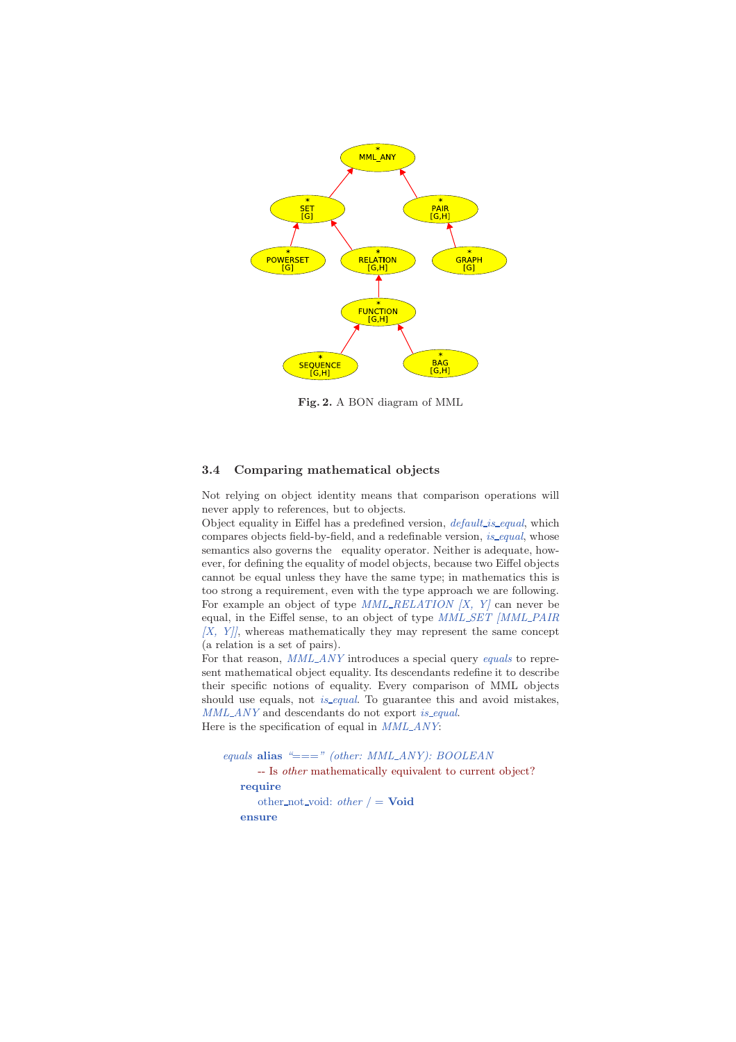**Fig. 2.** A BON diagram of MML

### 3.4 Comparing mathematical objects

Not relying on object identity means that comparison operations will never apply to references, but to objects.
Object equality in Eiffel has a predefined version, *default_is_equal*, which compares objects field-by-field, and a redefinable version, *is_equal*, whose semantics also governs the equality operator. Neither is adequate, however, for defining the equality of model objects, because two Eiffel objects cannot be equal unless they have the same type; in mathematics this is too strong a requirement, even with the type approach we are following. For example an object of type *MML_RELATION [X, Y]* can never be equal, in the Eiffel sense, to an object of type *MML_SET [MML_PAIR [X, Y]]*, whereas mathematically they may represent the same concept (a relation is a set of pairs).
For that reason, *MML_ANY* introduces a special query *equals* to represent mathematical object equality. Its descendants redefine it to describe their specific notions of equality. Every comparison of MML objects should use equals, not *is_equal*. To guarantee this and avoid mistakes, *MML_ANY* and descendants do not export *is_equal*.
Here is the specification of equal in *MML_ANY*:

```
equals alias "===" (other: MML_ANY): BOOLEAN
        -- Is other mathematically equivalent to current object?
    require
        other_not_void: other /= Void
    ensure
```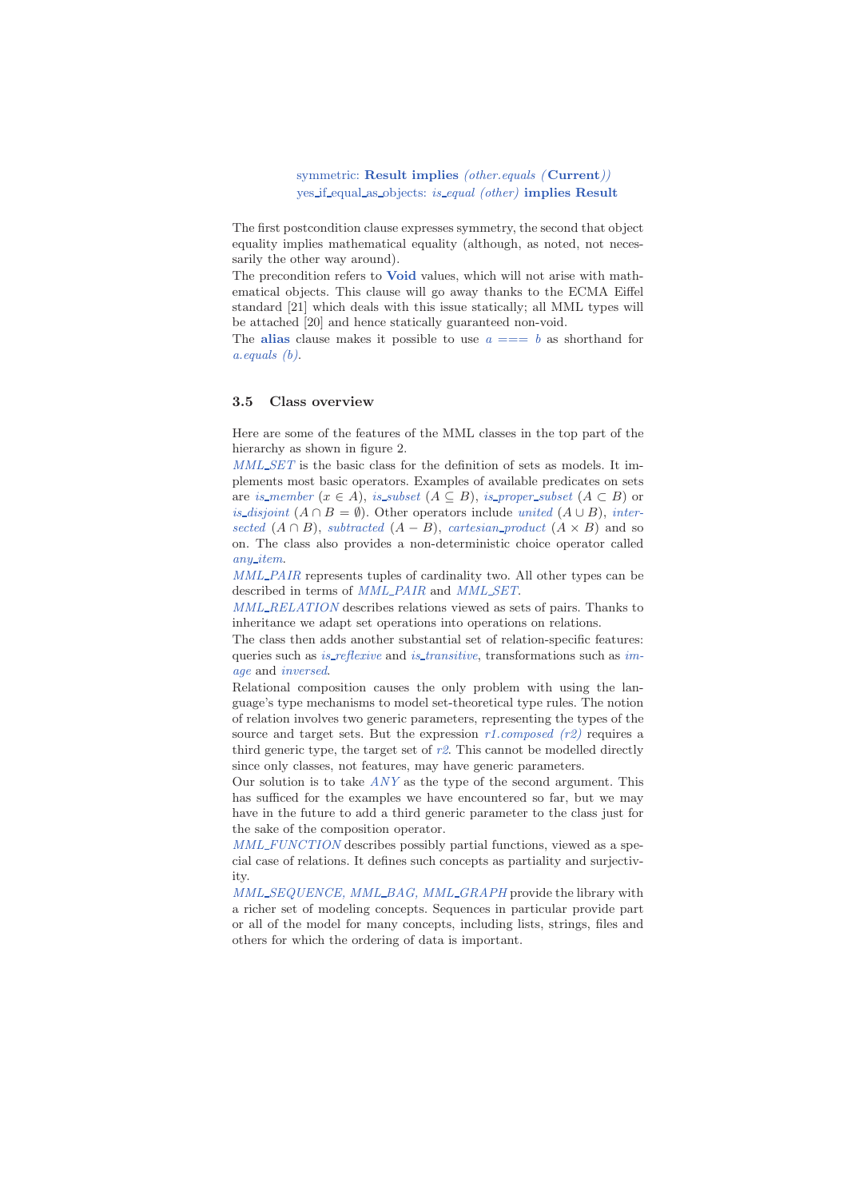```
symmetric: Result implies (other.equals (Current))
yes_if_equal_as_objects: is_equal (other) implies Result
```

The first postcondition clause expresses symmetry, the second that object equality implies mathematical equality (although, as noted, not necessarily the other way around).

The precondition refers to **Void** values, which will not arise with mathematical objects. This clause will go away thanks to the ECMA Eiffel standard [21] which deals with this issue statically; all MML types will be attached [20] and hence statically guaranteed non-void.

The **alias** clause makes it possible to use *a === b* as shorthand for *a.equals (b)*.

### 3.5 Class overview

Here are some of the features of the MML classes in the top part of the hierarchy as shown in figure 2.

*MML_SET* is the basic class for the definition of sets as models. It implements most basic operators. Examples of available predicates on sets are *is_member* ($x \in A$), *is_subset* ($A \subseteq B$), *is_proper_subset* ($A \subset B$) or *is_disjoint* ($A \cap B = \emptyset$). Other operators include *united* ($A \cup B$), *intersected* ($A \cap B$), *subtracted* ($A - B$), *cartesian_product* ($A \times B$) and so on. The class also provides a non-deterministic choice operator called *any_item*.

*MML_PAIR* represents tuples of cardinality two. All other types can be described in terms of *MML_PAIR* and *MML_SET*.

*MML_RELATION* describes relations viewed as sets of pairs. Thanks to inheritance we adapt set operations into operations on relations.

The class then adds another substantial set of relation-specific features: queries such as *is_reflexive* and *is_transitive*, transformations such as *image* and *inversed*.

Relational composition causes the only problem with using the language's type mechanisms to model set-theoretical type rules. The notion of relation involves two generic parameters, representing the types of the source and target sets. But the expression *r1.composed (r2)* requires a third generic type, the target set of *r2*. This cannot be modelled directly since only classes, not features, may have generic parameters.

Our solution is to take *ANY* as the type of the second argument. This has sufficed for the examples we have encountered so far, but we may have in the future to add a third generic parameter to the class just for the sake of the composition operator.

*MML_FUNCTION* describes possibly partial functions, viewed as a special case of relations. It defines such concepts as partiality and surjectivity.

*MML_SEQUENCE, MML_BAG, MML_GRAPH* provide the library with a richer set of modeling concepts. Sequences in particular provide part or all of the model for many concepts, including lists, strings, files and others for which the ordering of data is important.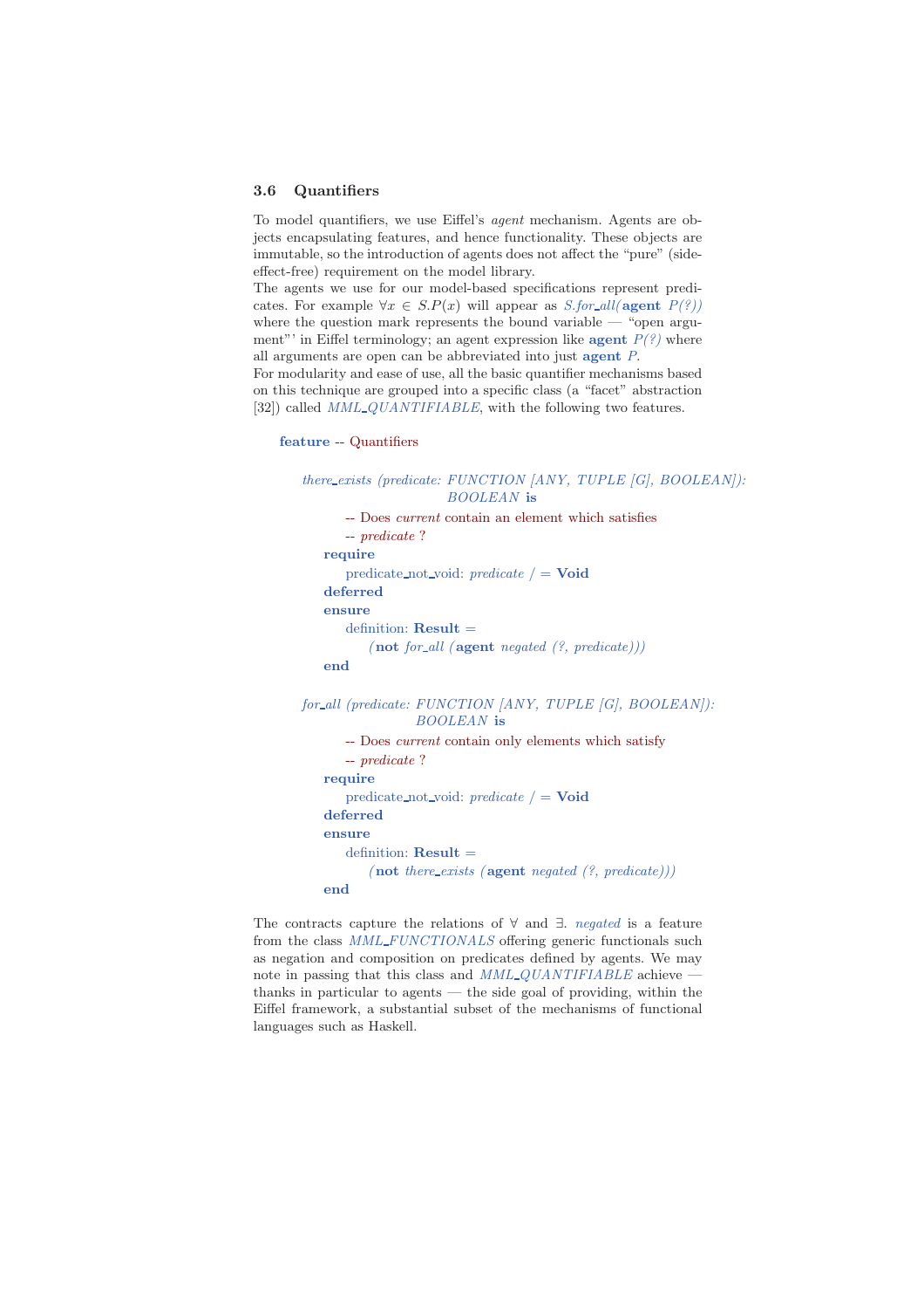### 3.6 Quantifiers

To model quantifiers, we use Eiffel's *agent* mechanism. Agents are objects encapsulating features, and hence functionality. These objects are immutable, so the introduction of agents does not affect the "pure" (side-effect-free) requirement on the model library.
The agents we use for our model-based specifications represent predicates. For example $\forall x \in S.P(x)$ will appear as *S.for_all(***agent** *P(?))* where the question mark represents the bound variable — "open argument"' in Eiffel terminology; an agent expression like **agent** *P(?)* where all arguments are open can be abbreviated into just **agent** *P*.
For modularity and ease of use, all the basic quantifier mechanisms based on this technique are grouped into a specific class (a "facet" abstraction [32]) called *MML_QUANTIFIABLE*, with the following two features.

```
feature -- Quantifiers

    there_exists (predicate: FUNCTION [ANY, TUPLE [G], BOOLEAN]):
                              BOOLEAN is
            -- Does current contain an element which satisfies
            -- predicate ?
        require
            predicate_not_void: predicate /= Void
        deferred
        ensure
            definition: Result =
                (not for_all (agent negated (?, predicate)))
        end

    for_all (predicate: FUNCTION [ANY, TUPLE [G], BOOLEAN]):
                         BOOLEAN is
            -- Does current contain only elements which satisfy
            -- predicate ?
        require
            predicate_not_void: predicate /= Void
        deferred
        ensure
            definition: Result =
                (not there_exists (agent negated (?, predicate)))
        end
```

The contracts capture the relations of $\forall$ and $\exists$. *negated* is a feature from the class *MML_FUNCTIONALS* offering generic functionals such as negation and composition on predicates defined by agents. We may note in passing that this class and *MML_QUANTIFIABLE* achieve — thanks in particular to agents — the side goal of providing, within the Eiffel framework, a substantial subset of the mechanisms of functional languages such as Haskell.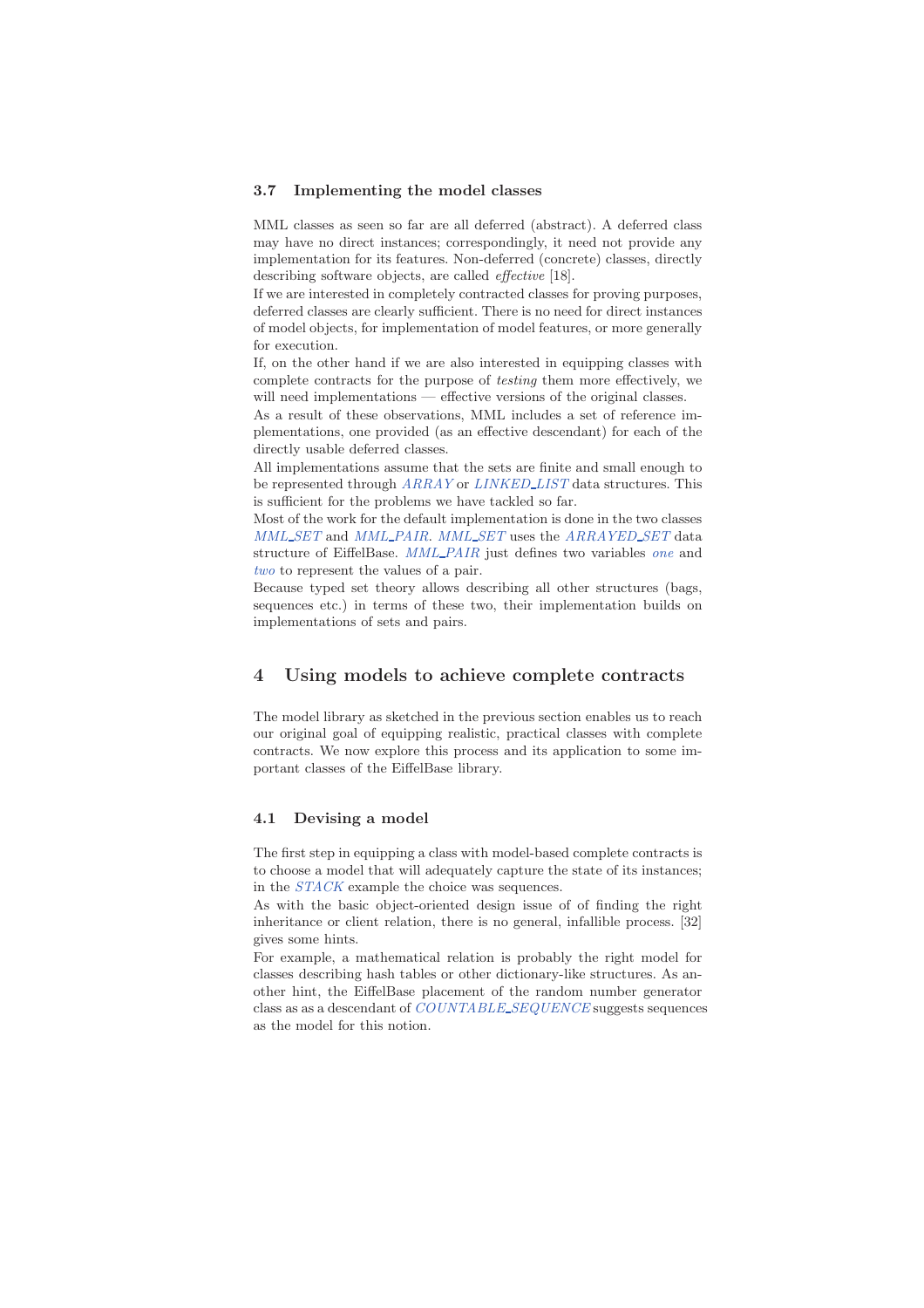### 3.7 Implementing the model classes

MML classes as seen so far are all deferred (abstract). A deferred class may have no direct instances; correspondingly, it need not provide any implementation for its features. Non-deferred (concrete) classes, directly describing software objects, are called *effective* [18].

If we are interested in completely contracted classes for proving purposes, deferred classes are clearly sufficient. There is no need for direct instances of model objects, for implementation of model features, or more generally for execution.

If, on the other hand if we are also interested in equipping classes with complete contracts for the purpose of *testing* them more effectively, we will need implementations — effective versions of the original classes.

As a result of these observations, MML includes a set of reference implementations, one provided (as an effective descendant) for each of the directly usable deferred classes.

All implementations assume that the sets are finite and small enough to be represented through *ARRAY* or *LINKED_LIST* data structures. This is sufficient for the problems we have tackled so far.

Most of the work for the default implementation is done in the two classes *MML_SET* and *MML_PAIR*. *MML_SET* uses the *ARRAYED_SET* data structure of EiffelBase. *MML_PAIR* just defines two variables *one* and *two* to represent the values of a pair.

Because typed set theory allows describing all other structures (bags, sequences etc.) in terms of these two, their implementation builds on implementations of sets and pairs.

## 4 Using models to achieve complete contracts

The model library as sketched in the previous section enables us to reach our original goal of equipping realistic, practical classes with complete contracts. We now explore this process and its application to some important classes of the EiffelBase library.

### 4.1 Devising a model

The first step in equipping a class with model-based complete contracts is to choose a model that will adequately capture the state of its instances; in the *STACK* example the choice was sequences.

As with the basic object-oriented design issue of of finding the right inheritance or client relation, there is no general, infallible process. [32] gives some hints.

For example, a mathematical relation is probably the right model for classes describing hash tables or other dictionary-like structures. As another hint, the EiffelBase placement of the random number generator class as as a descendant of *COUNTABLE_SEQUENCE* suggests sequences as the model for this notion.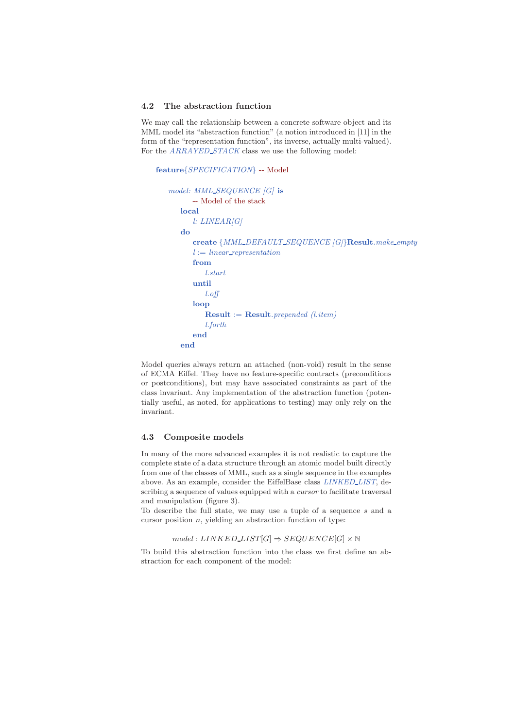### 4.2 The abstraction function

We may call the relationship between a concrete software object and its MML model its "abstraction function" (a notion introduced in [11] in the form of the "representation function", its inverse, actually multi-valued). For the *ARRAYED_STACK* class we use the following model:

```
feature{SPECIFICATION} -- Model

    model: MML_SEQUENCE [G] is
            -- Model of the stack
        local
            l: LINEAR[G]
        do
            create {MML_DEFAULT_SEQUENCE [G]}Result.make_empty
            l := linear_representation
            from
                l.start
            until
                l.off
            loop
                Result := Result.prepended (l.item)
                l.forth
            end
        end
```

Model queries always return an attached (non-void) result in the sense of ECMA Eiffel. They have no feature-specific contracts (preconditions or postconditions), but may have associated constraints as part of the class invariant. Any implementation of the abstraction function (potentially useful, as noted, for applications to testing) may only rely on the invariant.

### 4.3 Composite models

In many of the more advanced examples it is not realistic to capture the complete state of a data structure through an atomic model built directly from one of the classes of MML, such as a single sequence in the examples above. As an example, consider the EiffelBase class *LINKED_LIST*, describing a sequence of values equipped with a *cursor* to facilitate traversal and manipulation (figure 3).

To describe the full state, we may use a tuple of a sequence $s$ and a cursor position $n$, yielding an abstraction function of type:

$$model : LINKED\_LIST[G] \Rightarrow SEQUENCE[G] \times \mathbb{N}$$

To build this abstraction function into the class we first define an abstraction for each component of the model: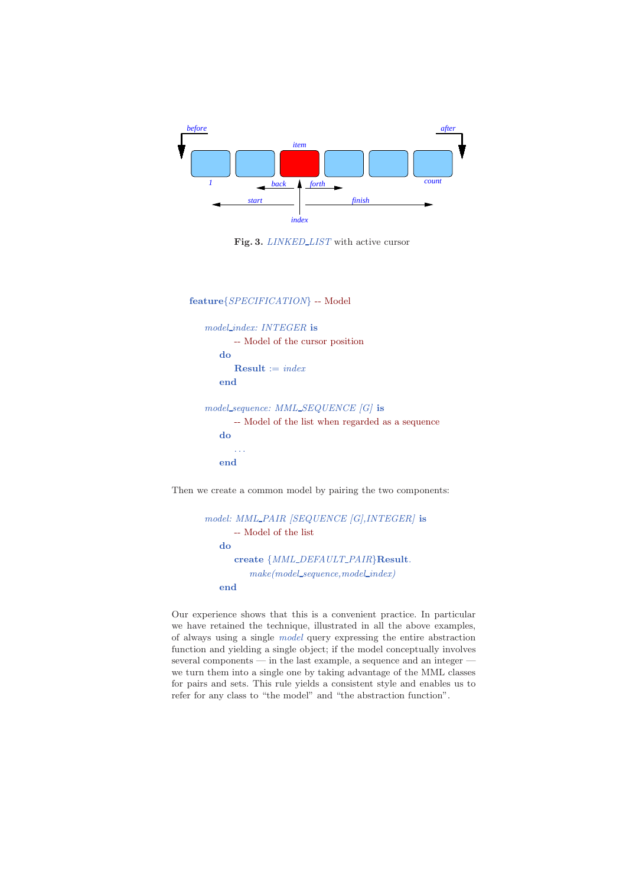**Fig. 3.** *LINKED_LIST* with active cursor

```
feature{SPECIFICATION} -- Model

    model_index: INTEGER is
            -- Model of the cursor position
        do
            Result := index
        end

    model_sequence: MML_SEQUENCE [G] is
            -- Model of the list when regarded as a sequence
        do
            ...
        end
```

Then we create a common model by pairing the two components:

```
    model: MML_PAIR [SEQUENCE [G],INTEGER] is
            -- Model of the list
        do
            create {MML_DEFAULT_PAIR}Result.
                make(model_sequence,model_index)
        end
```

Our experience shows that this is a convenient practice. In particular we have retained the technique, illustrated in all the above examples, of always using a single *model* query expressing the entire abstraction function and yielding a single object; if the model conceptually involves several components — in the last example, a sequence and an integer — we turn them into a single one by taking advantage of the MML classes for pairs and sets. This rule yields a consistent style and enables us to refer for any class to "the model" and "the abstraction function".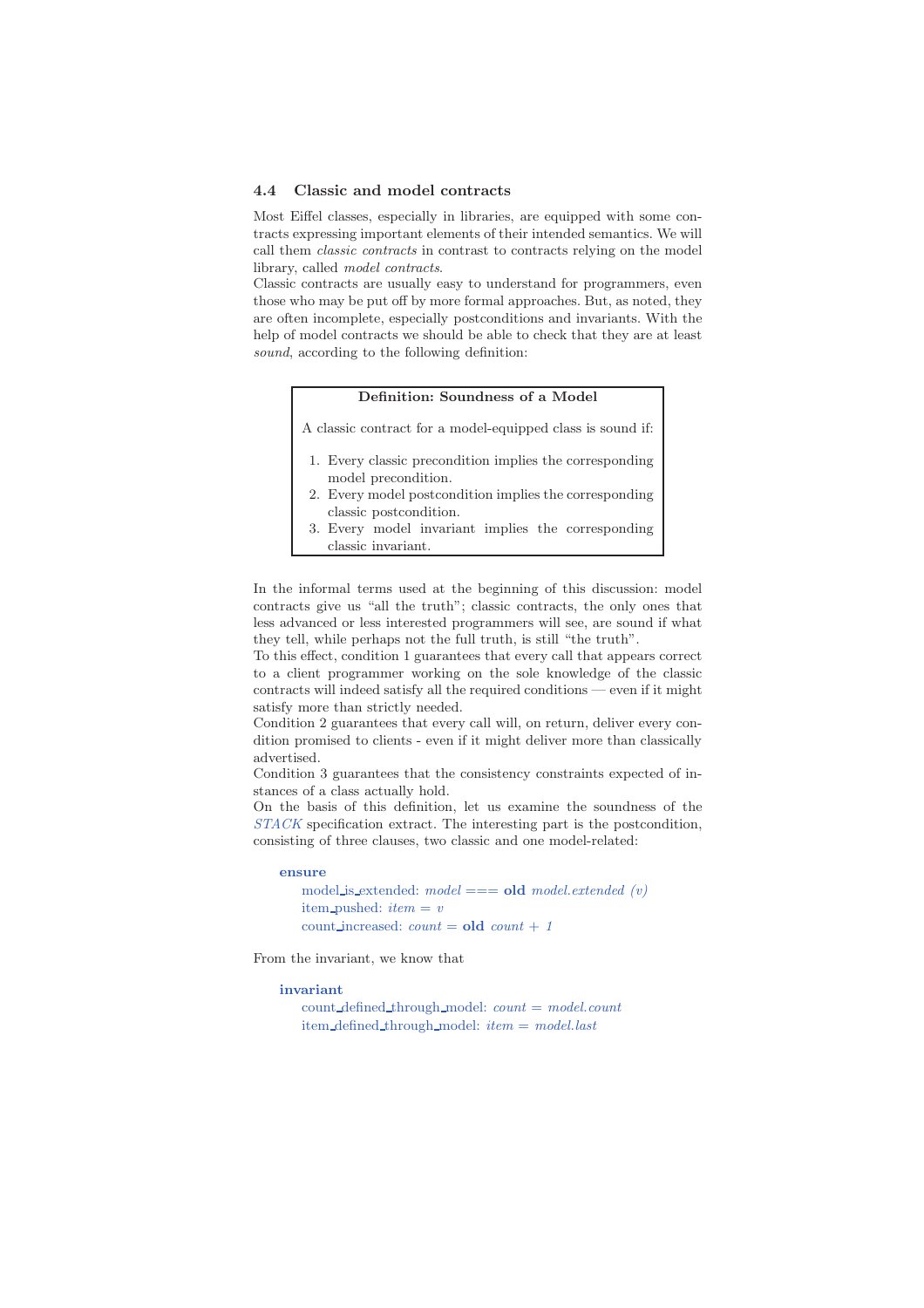### 4.4 Classic and model contracts

Most Eiffel classes, especially in libraries, are equipped with some contracts expressing important elements of their intended semantics. We will call them *classic contracts* in contrast to contracts relying on the model library, called *model contracts*.
Classic contracts are usually easy to understand for programmers, even those who may be put off by more formal approaches. But, as noted, they are often incomplete, especially postconditions and invariants. With the help of model contracts we should be able to check that they are at least *sound*, according to the following definition:

> **Definition: Soundness of a Model**
>
> A classic contract for a model-equipped class is sound if:
>
> 1. Every classic precondition implies the corresponding model precondition.
> 2. Every model postcondition implies the corresponding classic postcondition.
> 3. Every model invariant implies the corresponding classic invariant.

In the informal terms used at the beginning of this discussion: model contracts give us "all the truth"; classic contracts, the only ones that less advanced or less interested programmers will see, are sound if what they tell, while perhaps not the full truth, is still "the truth".
To this effect, condition 1 guarantees that every call that appears correct to a client programmer working on the sole knowledge of the classic contracts will indeed satisfy all the required conditions — even if it might satisfy more than strictly needed.
Condition 2 guarantees that every call will, on return, deliver every condition promised to clients - even if it might deliver more than classically advertised.
Condition 3 guarantees that the consistency constraints expected of instances of a class actually hold.
On the basis of this definition, let us examine the soundness of the *STACK* specification extract. The interesting part is the postcondition, consisting of three clauses, two classic and one model-related:

```
ensure
    model_is_extended: model |=| old model.extended (v)
    item_pushed: item = v
    count_increased: count = old count + 1
```

From the invariant, we know that

```
invariant
    count_defined_through_model: count = model.count
    item_defined_through_model: item = model.last
```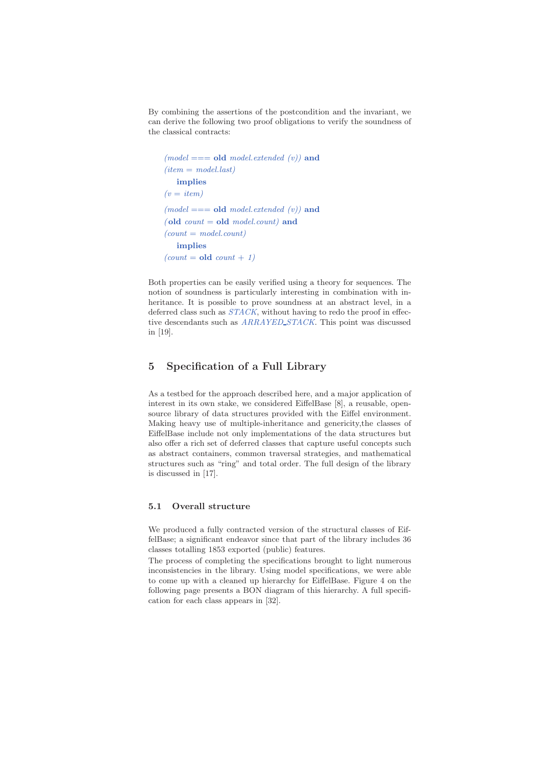By combining the assertions of the postcondition and the invariant, we can derive the following two proof obligations to verify the soundness of the classical contracts:

```
(model === old model.extended (v)) and
(item = model.last)
    implies
(v = item)

(model === old model.extended (v)) and
(old count = old model.count) and
(count = model.count)
    implies
(count = old count + 1)
```

Both properties can be easily verified using a theory for sequences. The notion of soundness is particularly interesting in combination with inheritance. It is possible to prove soundness at an abstract level, in a deferred class such as *STACK*, without having to redo the proof in effective descendants such as *ARRAYED_STACK*. This point was discussed in [19].

## 5 Specification of a Full Library

As a testbed for the approach described here, and a major application of interest in its own stake, we considered EiffelBase [8], a reusable, open-source library of data structures provided with the Eiffel environment. Making heavy use of multiple-inheritance and genericity,the classes of EiffelBase include not only implementations of the data structures but also offer a rich set of deferred classes that capture useful concepts such as abstract containers, common traversal strategies, and mathematical structures such as "ring" and total order. The full design of the library is discussed in [17].

### 5.1 Overall structure

We produced a fully contracted version of the structural classes of EiffelBase; a significant endeavor since that part of the library includes 36 classes totalling 1853 exported (public) features.

The process of completing the specifications brought to light numerous inconsistencies in the library. Using model specifications, we were able to come up with a cleaned up hierarchy for EiffelBase. Figure 4 on the following page presents a BON diagram of this hierarchy. A full specification for each class appears in [32].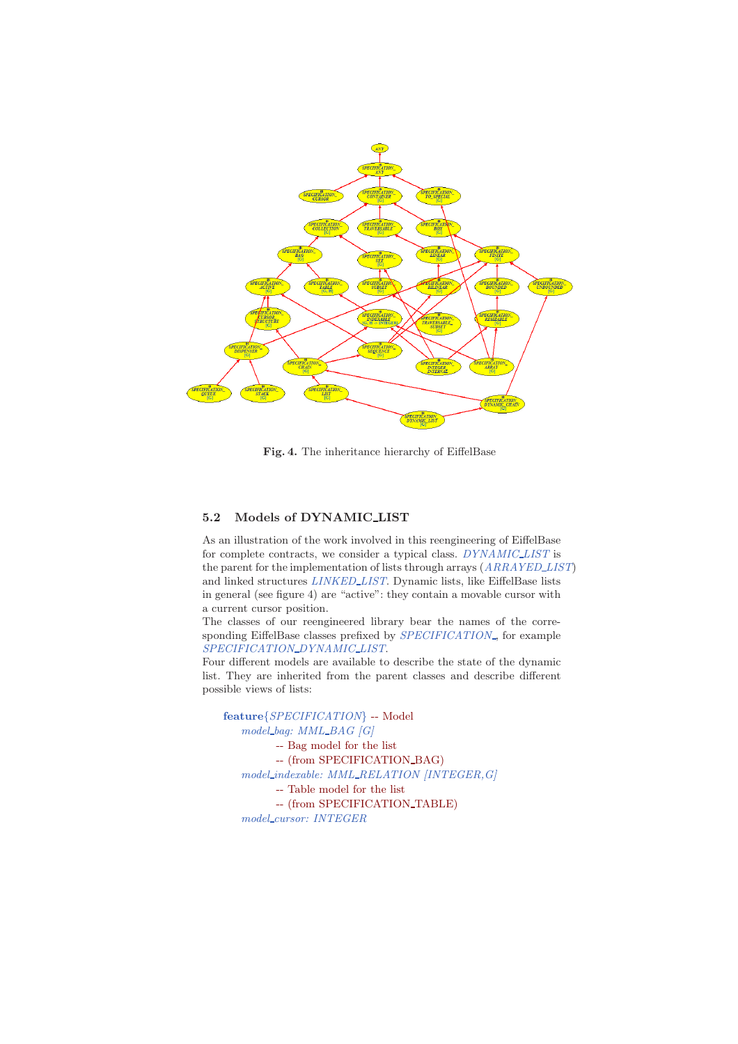Fig. 4. The inheritance hierarchy of EiffelBase

### 5.2 Models of DYNAMIC_LIST

As an illustration of the work involved in this reengineering of EiffelBase for complete contracts, we consider a typical class. *DYNAMIC_LIST* is the parent for the implementation of lists through arrays (*ARRAYED_LIST*) and linked structures *LINKED_LIST*. Dynamic lists, like EiffelBase lists in general (see figure 4) are "active": they contain a movable cursor with a current cursor position.

The classes of our reengineered library bear the names of the corresponding EiffelBase classes prefixed by *SPECIFICATION_*, for example *SPECIFICATION_DYNAMIC_LIST*.

Four different models are available to describe the state of the dynamic list. They are inherited from the parent classes and describe different possible views of lists:

```
feature{SPECIFICATION} -- Model
    model_bag: MML_BAG [G]
            -- Bag model for the list
            -- (from SPECIFICATION_BAG)
    model_indexable: MML_RELATION [INTEGER,G]
            -- Table model for the list
            -- (from SPECIFICATION_TABLE)
    model_cursor: INTEGER
```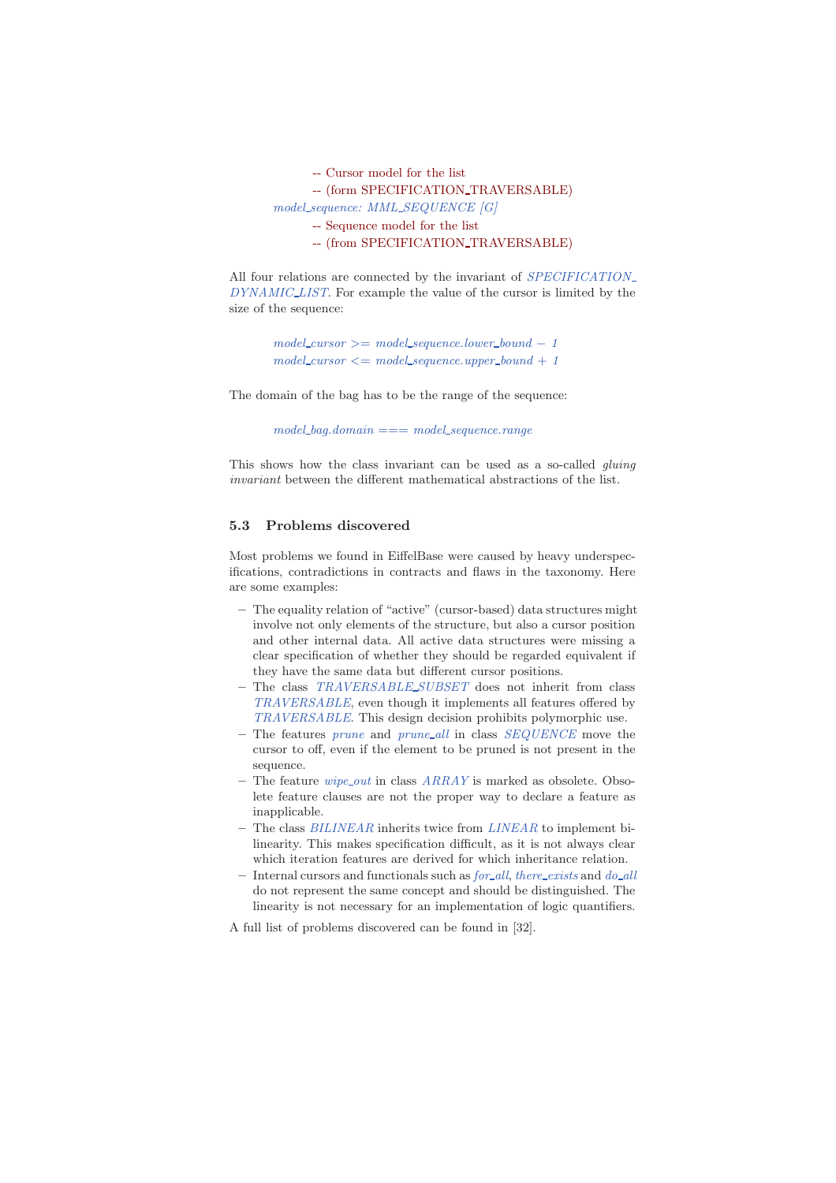```
            -- Cursor model for the list
            -- (form SPECIFICATION_TRAVERSABLE)
    model_sequence: MML_SEQUENCE [G]
            -- Sequence model for the list
            -- (from SPECIFICATION_TRAVERSABLE)
```

All four relations are connected by the invariant of *SPECIFICATION_DYNAMIC_LIST*. For example the value of the cursor is limited by the size of the sequence:

```
    model_cursor >= model_sequence.lower_bound - 1
    model_cursor <= model_sequence.upper_bound + 1
```

The domain of the bag has to be the range of the sequence:

```
    model_bag.domain === model_sequence.range
```

This shows how the class invariant can be used as a so-called *gluing invariant* between the different mathematical abstractions of the list.

### 5.3 Problems discovered

Most problems we found in EiffelBase were caused by heavy underspecifications, contradictions in contracts and flaws in the taxonomy. Here are some examples:

- The equality relation of "active" (cursor-based) data structures might involve not only elements of the structure, but also a cursor position and other internal data. All active data structures were missing a clear specification of whether they should be regarded equivalent if they have the same data but different cursor positions.
- The class *TRAVERSABLE_SUBSET* does not inherit from class *TRAVERSABLE*, even though it implements all features offered by *TRAVERSABLE*. This design decision prohibits polymorphic use.
- The features *prune* and *prune_all* in class *SEQUENCE* move the cursor to off, even if the element to be pruned is not present in the sequence.
- The feature *wipe_out* in class *ARRAY* is marked as obsolete. Obsolete feature clauses are not the proper way to declare a feature as inapplicable.
- The class *BILINEAR* inherits twice from *LINEAR* to implement bilinearity. This makes specification difficult, as it is not always clear which iteration features are derived for which inheritance relation.
- Internal cursors and functionals such as *for_all*, *there_exists* and *do_all* do not represent the same concept and should be distinguished. The linearity is not necessary for an implementation of logic quantifiers.

A full list of problems discovered can be found in [32].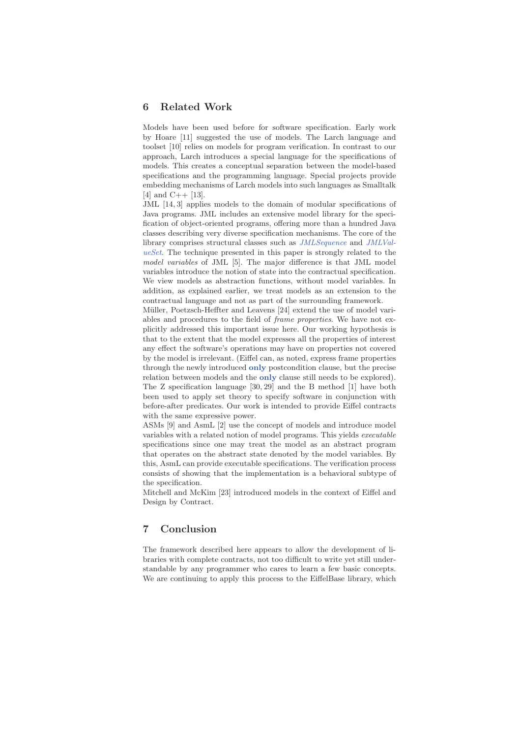## 6 Related Work

Models have been used before for software specification. Early work by Hoare [11] suggested the use of models. The Larch language and toolset [10] relies on models for program verification. In contrast to our approach, Larch introduces a special language for the specifications of models. This creates a conceptual separation between the model-based specifications and the programming language. Special projects provide embedding mechanisms of Larch models into such languages as Smalltalk [4] and C++ [13].

JML [14, 3] applies models to the domain of modular specifications of Java programs. JML includes an extensive model library for the specification of object-oriented programs, offering more than a hundred Java classes describing very diverse specification mechanisms. The core of the library comprises structural classes such as *JMLSequence* and *JMLValueSet*. The technique presented in this paper is strongly related to the *model variables* of JML [5]. The major difference is that JML model variables introduce the notion of state into the contractual specification. We view models as abstraction functions, without model variables. In addition, as explained earlier, we treat models as an extension to the contractual language and not as part of the surrounding framework.

Müller, Poetzsch-Heffter and Leavens [24] extend the use of model variables and procedures to the field of *frame properties*. We have not explicitly addressed this important issue here. Our working hypothesis is that to the extent that the model expresses all the properties of interest any effect the software's operations may have on properties not covered by the model is irrelevant. (Eiffel can, as noted, express frame properties through the newly introduced **only** postcondition clause, but the precise relation between models and the **only** clause still needs to be explored).

The Z specification language [30, 29] and the B method [1] have both been used to apply set theory to specify software in conjunction with before-after predicates. Our work is intended to provide Eiffel contracts with the same expressive power.

ASMs [9] and AsmL [2] use the concept of models and introduce model variables with a related notion of model programs. This yields *executable* specifications since one may treat the model as an abstract program that operates on the abstract state denoted by the model variables. By this, AsmL can provide executable specifications. The verification process consists of showing that the implementation is a behavioral subtype of the specification.

Mitchell and McKim [23] introduced models in the context of Eiffel and Design by Contract.

## 7 Conclusion

The framework described here appears to allow the development of libraries with complete contracts, not too difficult to write yet still understandable by any programmer who cares to learn a few basic concepts. We are continuing to apply this process to the EiffelBase library, which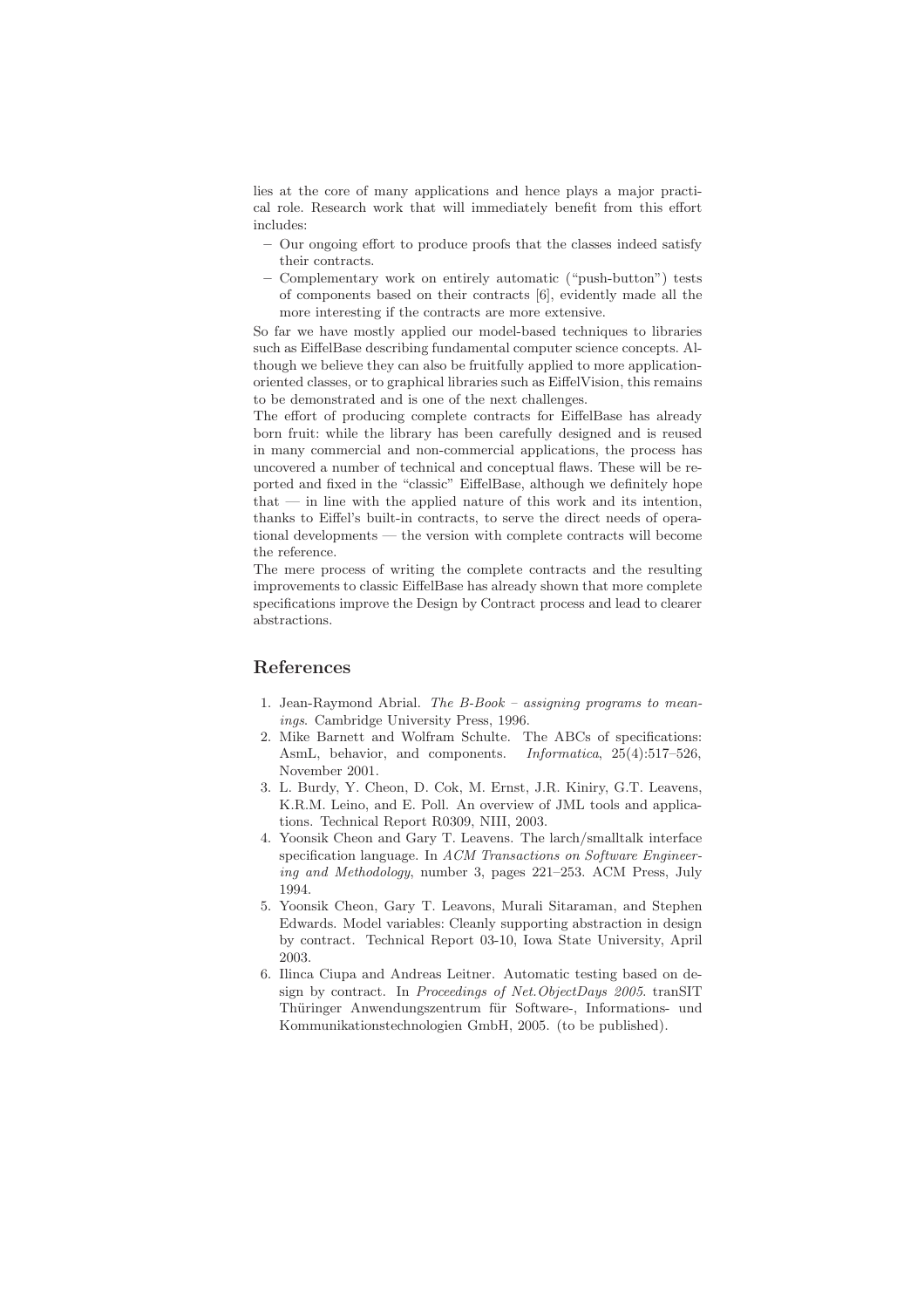lies at the core of many applications and hence plays a major practical role. Research work that will immediately benefit from this effort includes:

- Our ongoing effort to produce proofs that the classes indeed satisfy their contracts.
- Complementary work on entirely automatic ("push-button") tests of components based on their contracts [6], evidently made all the more interesting if the contracts are more extensive.

So far we have mostly applied our model-based techniques to libraries such as EiffelBase describing fundamental computer science concepts. Although we believe they can also be fruitfully applied to more application-oriented classes, or to graphical libraries such as EiffelVision, this remains to be demonstrated and is one of the next challenges.

The effort of producing complete contracts for EiffelBase has already born fruit: while the library has been carefully designed and is reused in many commercial and non-commercial applications, the process has uncovered a number of technical and conceptual flaws. These will be reported and fixed in the "classic" EiffelBase, although we definitely hope that — in line with the applied nature of this work and its intention, thanks to Eiffel's built-in contracts, to serve the direct needs of operational developments — the version with complete contracts will become the reference.

The mere process of writing the complete contracts and the resulting improvements to classic EiffelBase has already shown that more complete specifications improve the Design by Contract process and lead to clearer abstractions.

## References

1. Jean-Raymond Abrial. *The B-Book – assigning programs to meanings*. Cambridge University Press, 1996.
2. Mike Barnett and Wolfram Schulte. The ABCs of specifications: AsmL, behavior, and components. *Informatica*, 25(4):517–526, November 2001.
3. L. Burdy, Y. Cheon, D. Cok, M. Ernst, J.R. Kiniry, G.T. Leavens, K.R.M. Leino, and E. Poll. An overview of JML tools and applications. Technical Report R0309, NIII, 2003.
4. Yoonsik Cheon and Gary T. Leavens. The larch/smalltalk interface specification language. In *ACM Transactions on Software Engineering and Methodology*, number 3, pages 221–253. ACM Press, July 1994.
5. Yoonsik Cheon, Gary T. Leavons, Murali Sitaraman, and Stephen Edwards. Model variables: Cleanly supporting abstraction in design by contract. Technical Report 03-10, Iowa State University, April 2003.
6. Ilinca Ciupa and Andreas Leitner. Automatic testing based on design by contract. In *Proceedings of Net.ObjectDays 2005*. tranSIT Thüringer Anwendungszentrum für Software-, Informations- und Kommunikationstechnologien GmbH, 2005. (to be published).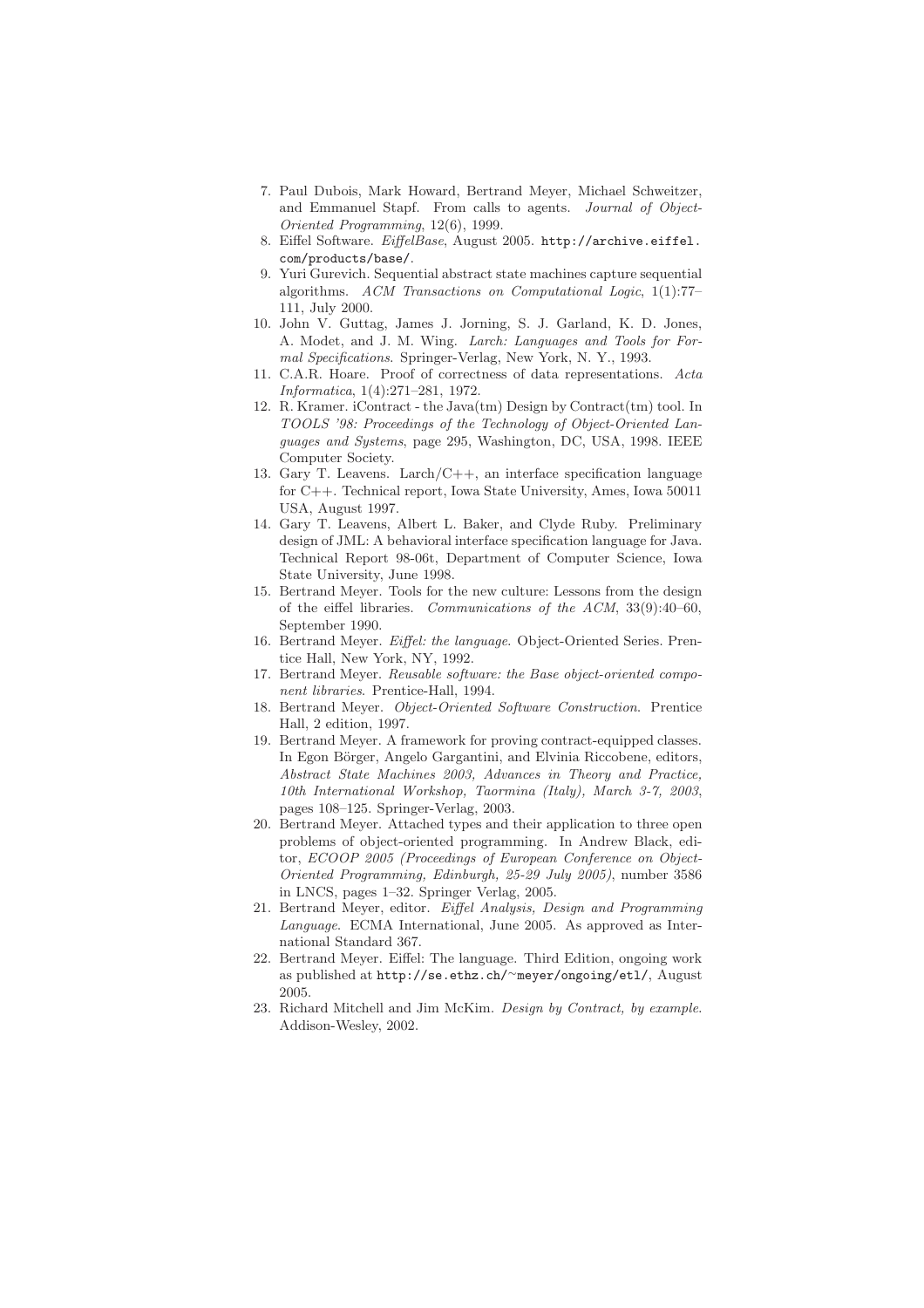7. Paul Dubois, Mark Howard, Bertrand Meyer, Michael Schweitzer, and Emmanuel Stapf. From calls to agents. *Journal of Object-Oriented Programming*, 12(6), 1999.
8. Eiffel Software. *EiffelBase*, August 2005. `http://archive.eiffel.com/products/base/`.
9. Yuri Gurevich. Sequential abstract state machines capture sequential algorithms. *ACM Transactions on Computational Logic*, 1(1):77–111, July 2000.
10. John V. Guttag, James J. Jorning, S. J. Garland, K. D. Jones, A. Modet, and J. M. Wing. *Larch: Languages and Tools for Formal Specifications*. Springer-Verlag, New York, N. Y., 1993.
11. C.A.R. Hoare. Proof of correctness of data representations. *Acta Informatica*, 1(4):271–281, 1972.
12. R. Kramer. iContract - the Java(tm) Design by Contract(tm) tool. In *TOOLS '98: Proceedings of the Technology of Object-Oriented Languages and Systems*, page 295, Washington, DC, USA, 1998. IEEE Computer Society.
13. Gary T. Leavens. Larch/C++, an interface specification language for C++. Technical report, Iowa State University, Ames, Iowa 50011 USA, August 1997.
14. Gary T. Leavens, Albert L. Baker, and Clyde Ruby. Preliminary design of JML: A behavioral interface specification language for Java. Technical Report 98-06t, Department of Computer Science, Iowa State University, June 1998.
15. Bertrand Meyer. Tools for the new culture: Lessons from the design of the eiffel libraries. *Communications of the ACM*, 33(9):40–60, September 1990.
16. Bertrand Meyer. *Eiffel: the language*. Object-Oriented Series. Prentice Hall, New York, NY, 1992.
17. Bertrand Meyer. *Reusable software: the Base object-oriented component libraries*. Prentice-Hall, 1994.
18. Bertrand Meyer. *Object-Oriented Software Construction*. Prentice Hall, 2 edition, 1997.
19. Bertrand Meyer. A framework for proving contract-equipped classes. In Egon Börger, Angelo Gargantini, and Elvinia Riccobene, editors, *Abstract State Machines 2003, Advances in Theory and Practice, 10th International Workshop, Taormina (Italy), March 3-7, 2003*, pages 108–125. Springer-Verlag, 2003.
20. Bertrand Meyer. Attached types and their application to three open problems of object-oriented programming. In Andrew Black, editor, *ECOOP 2005 (Proceedings of European Conference on Object-Oriented Programming, Edinburgh, 25-29 July 2005)*, number 3586 in LNCS, pages 1–32. Springer Verlag, 2005.
21. Bertrand Meyer, editor. *Eiffel Analysis, Design and Programming Language*. ECMA International, June 2005. As approved as International Standard 367.
22. Bertrand Meyer. Eiffel: The language. Third Edition, ongoing work as published at `http://se.ethz.ch/~meyer/ongoing/etl/`, August 2005.
23. Richard Mitchell and Jim McKim. *Design by Contract, by example*. Addison-Wesley, 2002.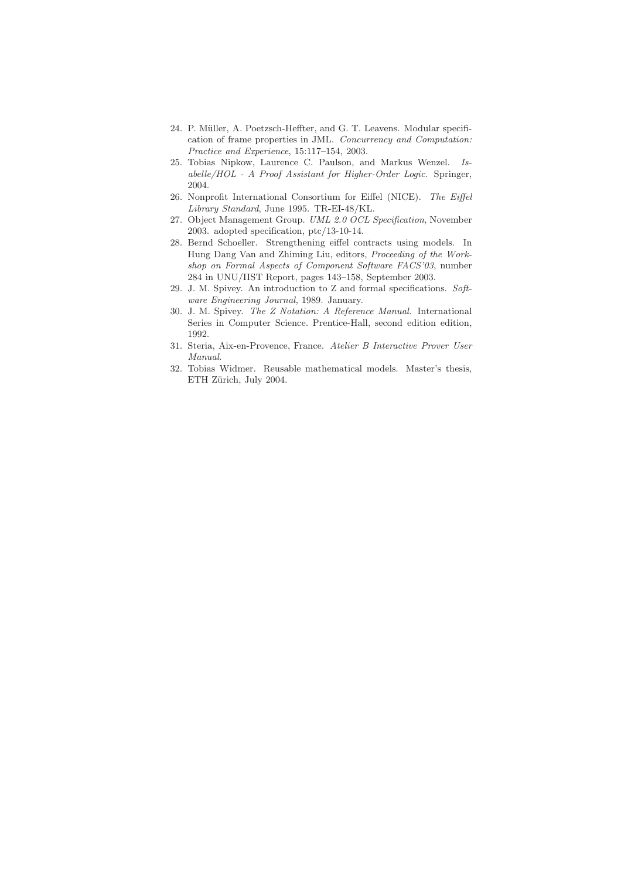24. P. Müller, A. Poetzsch-Heffter, and G. T. Leavens. Modular specification of frame properties in JML. *Concurrency and Computation: Practice and Experience*, 15:117–154, 2003.
25. Tobias Nipkow, Laurence C. Paulson, and Markus Wenzel. *Isabelle/HOL - A Proof Assistant for Higher-Order Logic*. Springer, 2004.
26. Nonprofit International Consortium for Eiffel (NICE). *The Eiffel Library Standard*, June 1995. TR-EI-48/KL.
27. Object Management Group. *UML 2.0 OCL Specification*, November 2003. adopted specification, ptc/13-10-14.
28. Bernd Schoeller. Strengthening eiffel contracts using models. In Hung Dang Van and Zhiming Liu, editors, *Proceeding of the Workshop on Formal Aspects of Component Software FACS'03*, number 284 in UNU/IIST Report, pages 143–158, September 2003.
29. J. M. Spivey. An introduction to Z and formal specifications. *Software Engineering Journal*, 1989. January.
30. J. M. Spivey. *The Z Notation: A Reference Manual*. International Series in Computer Science. Prentice-Hall, second edition edition, 1992.
31. Steria, Aix-en-Provence, France. *Atelier B Interactive Prover User Manual*.
32. Tobias Widmer. Reusable mathematical models. Master's thesis, ETH Zürich, July 2004.